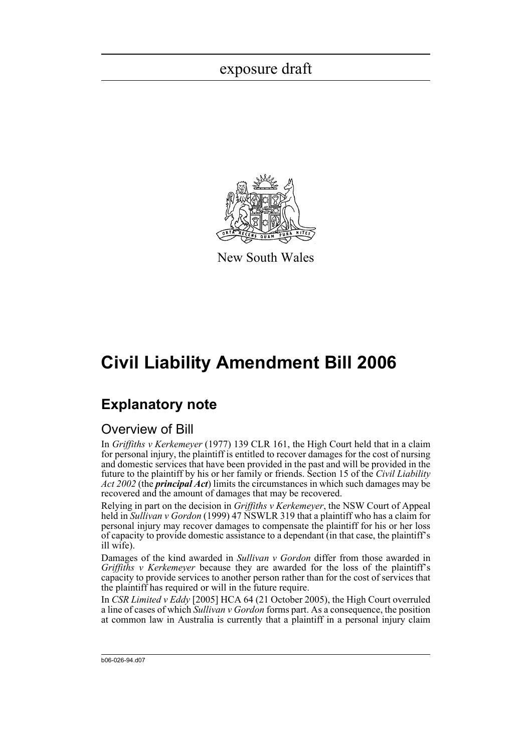exposure draft

New South Wales

# Civil Liability Amendment Bill 2006

## Explanatory note

### Overview of Bill

In *Griffiths v Kerkemeyer* (1977) 139 CLR 161, the High Court held that in a claim for personal injury, the plaintiff is entitled to recover damages for the cost of nursing and domestic services that have been provided in the past and will be provided in the future to the plaintiff by his or her family or friends. Section 15 of the *Civil Liability Act 2002* (the ***principal Act***) limits the circumstances in which such damages may be recovered and the amount of damages that may be recovered.

Relying in part on the decision in *Griffiths v Kerkemeyer*, the NSW Court of Appeal held in *Sullivan v Gordon* (1999) 47 NSWLR 319 that a plaintiff who has a claim for personal injury may recover damages to compensate the plaintiff for his or her loss of capacity to provide domestic assistance to a dependant (in that case, the plaintiff's ill wife).

Damages of the kind awarded in *Sullivan v Gordon* differ from those awarded in *Griffiths v Kerkemeyer* because they are awarded for the loss of the plaintiff's capacity to provide services to another person rather than for the cost of services that the plaintiff has required or will in the future require.

In *CSR Limited v Eddy* [2005] HCA 64 (21 October 2005), the High Court overruled a line of cases of which *Sullivan v Gordon* forms part. As a consequence, the position at common law in Australia is currently that a plaintiff in a personal injury claim

b06-026-94.d07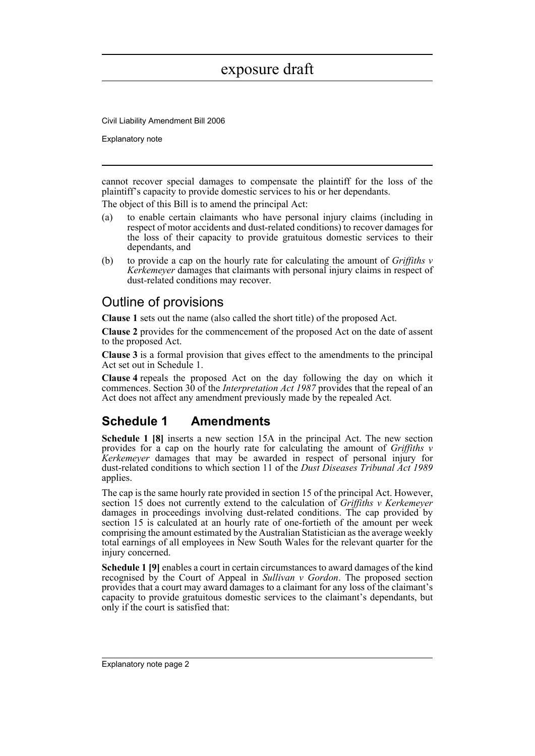cannot recover special damages to compensate the plaintiff for the loss of the plaintiff's capacity to provide domestic services to his or her dependants.

The object of this Bill is to amend the principal Act:

(a) to enable certain claimants who have personal injury claims (including in respect of motor accidents and dust-related conditions) to recover damages for the loss of their capacity to provide gratuitous domestic services to their dependants, and

(b) to provide a cap on the hourly rate for calculating the amount of *Griffiths v Kerkemeyer* damages that claimants with personal injury claims in respect of dust-related conditions may recover.

## Outline of provisions

**Clause 1** sets out the name (also called the short title) of the proposed Act.

**Clause 2** provides for the commencement of the proposed Act on the date of assent to the proposed Act.

**Clause 3** is a formal provision that gives effect to the amendments to the principal Act set out in Schedule 1.

**Clause 4** repeals the proposed Act on the day following the day on which it commences. Section 30 of the *Interpretation Act 1987* provides that the repeal of an Act does not affect any amendment previously made by the repealed Act.

## Schedule 1 Amendments

**Schedule 1 [8]** inserts a new section 15A in the principal Act. The new section provides for a cap on the hourly rate for calculating the amount of *Griffiths v Kerkemeyer* damages that may be awarded in respect of personal injury for dust-related conditions to which section 11 of the *Dust Diseases Tribunal Act 1989* applies.

The cap is the same hourly rate provided in section 15 of the principal Act. However, section 15 does not currently extend to the calculation of *Griffiths v Kerkemeyer* damages in proceedings involving dust-related conditions. The cap provided by section 15 is calculated at an hourly rate of one-fortieth of the amount per week comprising the amount estimated by the Australian Statistician as the average weekly total earnings of all employees in New South Wales for the relevant quarter for the injury concerned.

**Schedule 1 [9]** enables a court in certain circumstances to award damages of the kind recognised by the Court of Appeal in *Sullivan v Gordon*. The proposed section provides that a court may award damages to a claimant for any loss of the claimant's capacity to provide gratuitous domestic services to the claimant's dependants, but only if the court is satisfied that: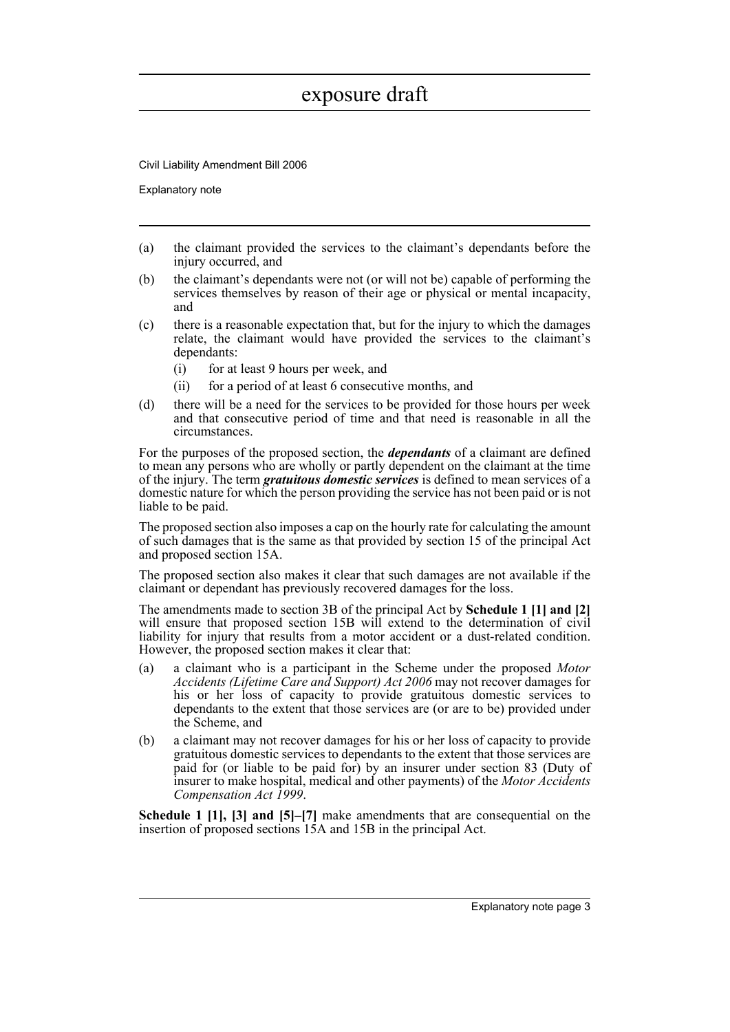- (a) the claimant provided the services to the claimant's dependants before the injury occurred, and
- (b) the claimant's dependants were not (or will not be) capable of performing the services themselves by reason of their age or physical or mental incapacity, and
- (c) there is a reasonable expectation that, but for the injury to which the damages relate, the claimant would have provided the services to the claimant's dependants:
  - (i) for at least 9 hours per week, and
  - (ii) for a period of at least 6 consecutive months, and
- (d) there will be a need for the services to be provided for those hours per week and that consecutive period of time and that need is reasonable in all the circumstances.

For the purposes of the proposed section, the ***dependants*** of a claimant are defined to mean any persons who are wholly or partly dependent on the claimant at the time of the injury. The term ***gratuitous domestic services*** is defined to mean services of a domestic nature for which the person providing the service has not been paid or is not liable to be paid.

The proposed section also imposes a cap on the hourly rate for calculating the amount of such damages that is the same as that provided by section 15 of the principal Act and proposed section 15A.

The proposed section also makes it clear that such damages are not available if the claimant or dependant has previously recovered damages for the loss.

The amendments made to section 3B of the principal Act by **Schedule 1 [1] and [2]** will ensure that proposed section 15B will extend to the determination of civil liability for injury that results from a motor accident or a dust-related condition. However, the proposed section makes it clear that:

- (a) a claimant who is a participant in the Scheme under the proposed *Motor Accidents (Lifetime Care and Support) Act 2006* may not recover damages for his or her loss of capacity to provide gratuitous domestic services to dependants to the extent that those services are (or are to be) provided under the Scheme, and
- (b) a claimant may not recover damages for his or her loss of capacity to provide gratuitous domestic services to dependants to the extent that those services are paid for (or liable to be paid for) by an insurer under section 83 (Duty of insurer to make hospital, medical and other payments) of the *Motor Accidents Compensation Act 1999*.

**Schedule 1 [1], [3] and [5]–[7]** make amendments that are consequential on the insertion of proposed sections 15A and 15B in the principal Act.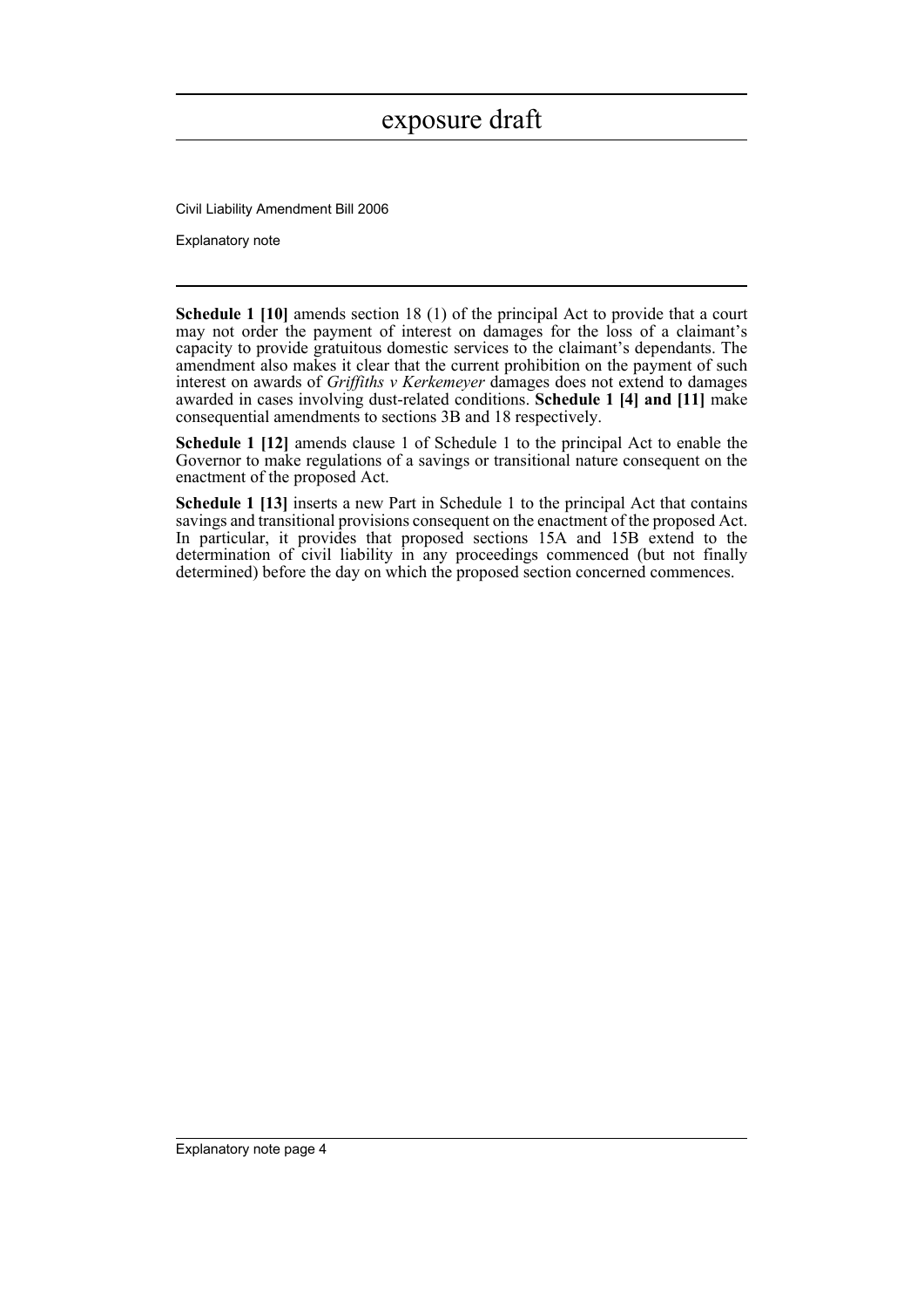**Schedule 1 [10]** amends section 18 (1) of the principal Act to provide that a court may not order the payment of interest on damages for the loss of a claimant's capacity to provide gratuitous domestic services to the claimant's dependants. The amendment also makes it clear that the current prohibition on the payment of such interest on awards of *Griffiths v Kerkemeyer* damages does not extend to damages awarded in cases involving dust-related conditions. **Schedule 1 [4] and [11]** make consequential amendments to sections 3B and 18 respectively.

**Schedule 1 [12]** amends clause 1 of Schedule 1 to the principal Act to enable the Governor to make regulations of a savings or transitional nature consequent on the enactment of the proposed Act.

**Schedule 1 [13]** inserts a new Part in Schedule 1 to the principal Act that contains savings and transitional provisions consequent on the enactment of the proposed Act. In particular, it provides that proposed sections 15A and 15B extend to the determination of civil liability in any proceedings commenced (but not finally determined) before the day on which the proposed section concerned commences.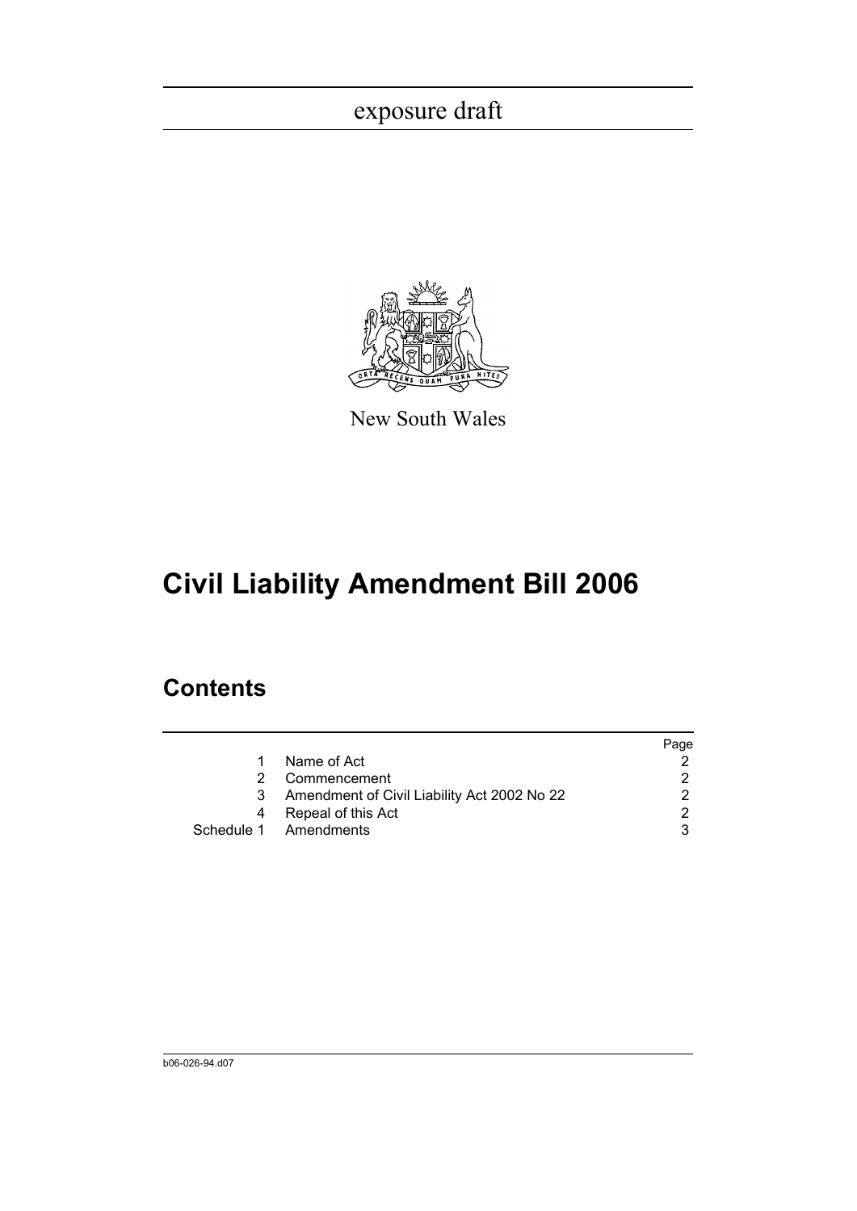exposure draft

New South Wales

# Civil Liability Amendment Bill 2006

## Contents

| | | Page |
|---|---|---|
| 1 | Name of Act | 2 |
| 2 | Commencement | 2 |
| 3 | Amendment of Civil Liability Act 2002 No 22 | 2 |
| 4 | Repeal of this Act | 2 |
| Schedule 1 | Amendments | 3 |

b06-026-94.d07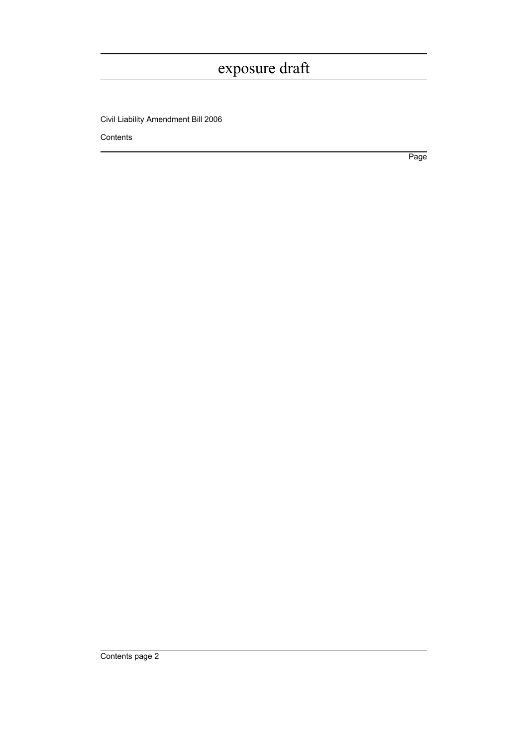Civil Liability Amendment Bill 2006

Contents

Page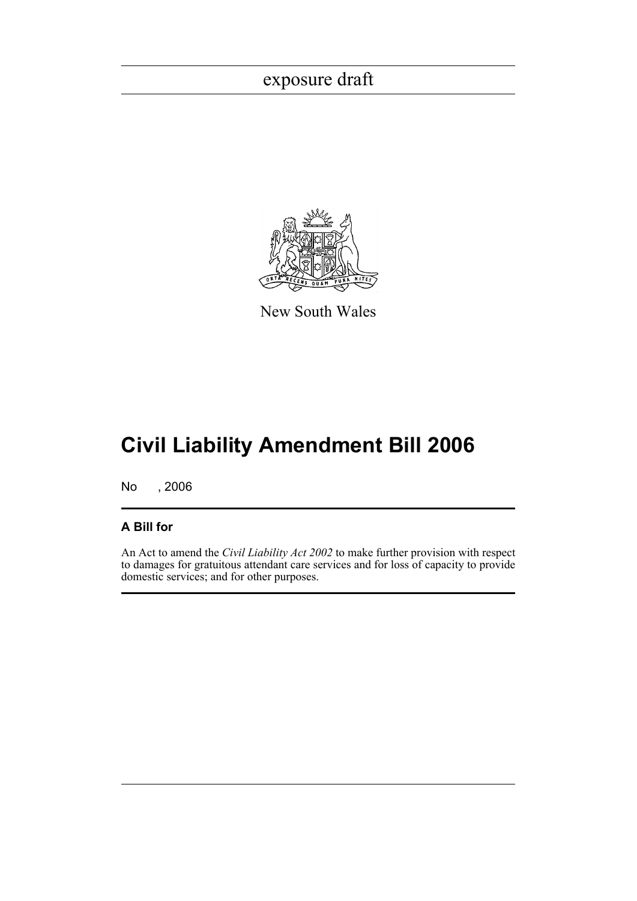exposure draft

New South Wales

# Civil Liability Amendment Bill 2006

No , 2006

## A Bill for

An Act to amend the *Civil Liability Act 2002* to make further provision with respect to damages for gratuitous attendant care services and for loss of capacity to provide domestic services; and for other purposes.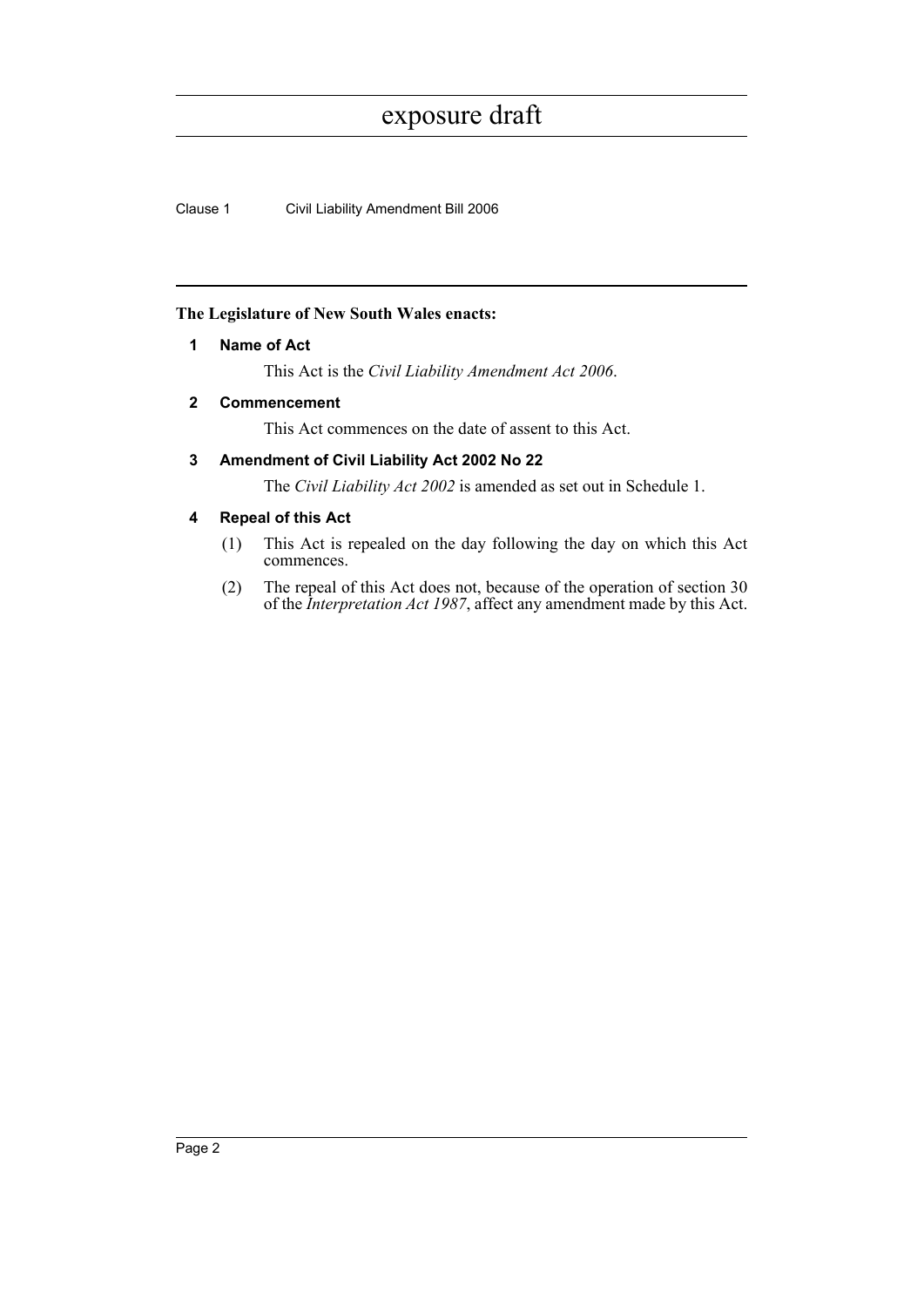**The Legislature of New South Wales enacts:**

## 1 Name of Act

This Act is the *Civil Liability Amendment Act 2006*.

## 2 Commencement

This Act commences on the date of assent to this Act.

## 3 Amendment of Civil Liability Act 2002 No 22

The *Civil Liability Act 2002* is amended as set out in Schedule 1.

## 4 Repeal of this Act

(1) This Act is repealed on the day following the day on which this Act commences.

(2) The repeal of this Act does not, because of the operation of section 30 of the *Interpretation Act 1987*, affect any amendment made by this Act.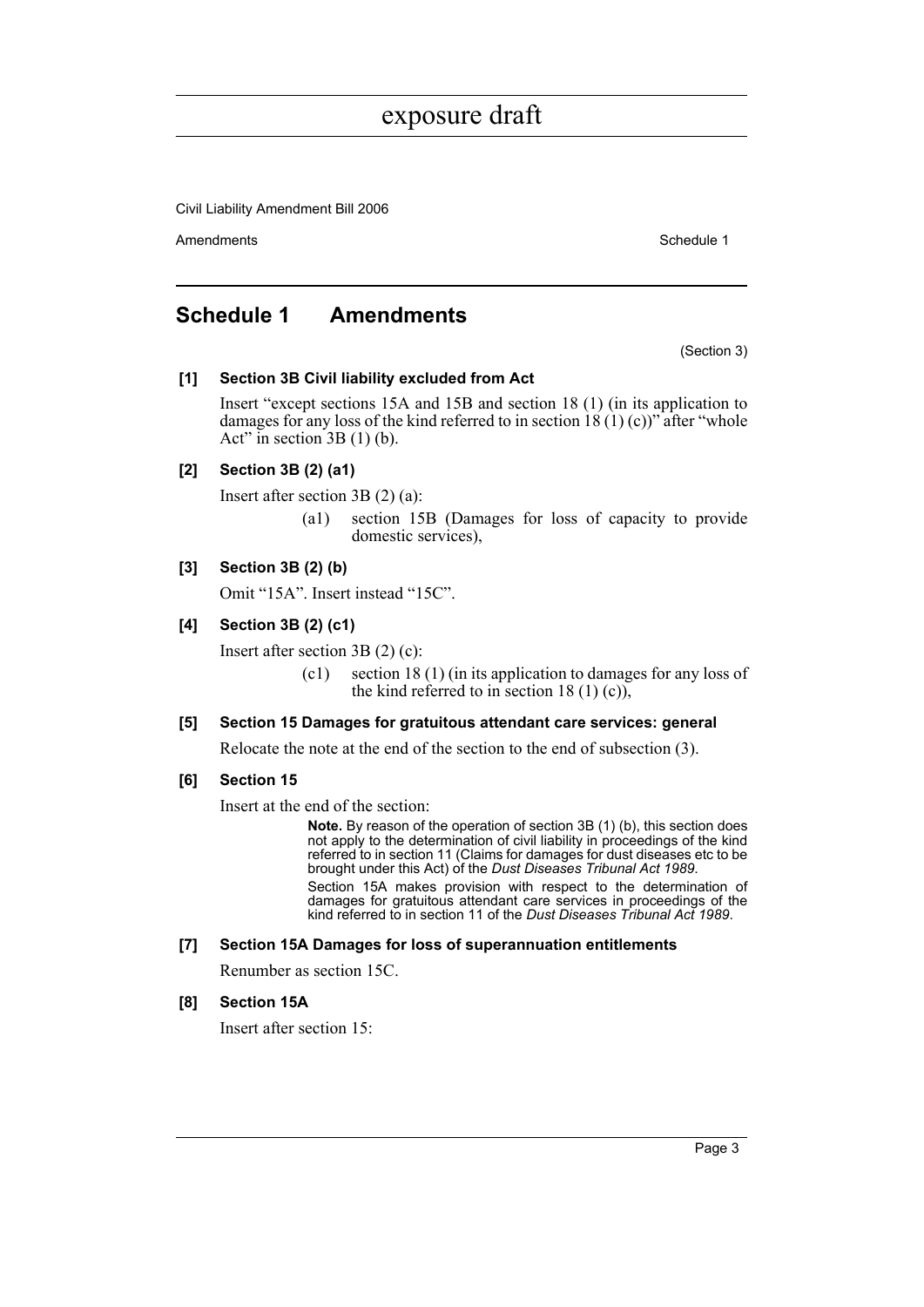# Schedule 1 Amendments

(Section 3)

**[1] Section 3B Civil liability excluded from Act**

Insert "except sections 15A and 15B and section 18 (1) (in its application to damages for any loss of the kind referred to in section 18 (1) (c))" after "whole Act" in section 3B (1) (b).

**[2] Section 3B (2) (a1)**

Insert after section 3B (2) (a):

> (a1) section 15B (Damages for loss of capacity to provide domestic services),

**[3] Section 3B (2) (b)**

Omit "15A". Insert instead "15C".

**[4] Section 3B (2) (c1)**

Insert after section 3B (2) (c):

> (c1) section 18 (1) (in its application to damages for any loss of the kind referred to in section 18 (1) (c)),

**[5] Section 15 Damages for gratuitous attendant care services: general**

Relocate the note at the end of the section to the end of subsection (3).

**[6] Section 15**

Insert at the end of the section:

> **Note.** By reason of the operation of section 3B (1) (b), this section does not apply to the determination of civil liability in proceedings of the kind referred to in section 11 (Claims for damages for dust diseases etc to be brought under this Act) of the *Dust Diseases Tribunal Act 1989*.
>
> Section 15A makes provision with respect to the determination of damages for gratuitous attendant care services in proceedings of the kind referred to in section 11 of the *Dust Diseases Tribunal Act 1989*.

**[7] Section 15A Damages for loss of superannuation entitlements**

Renumber as section 15C.

**[8] Section 15A**

Insert after section 15: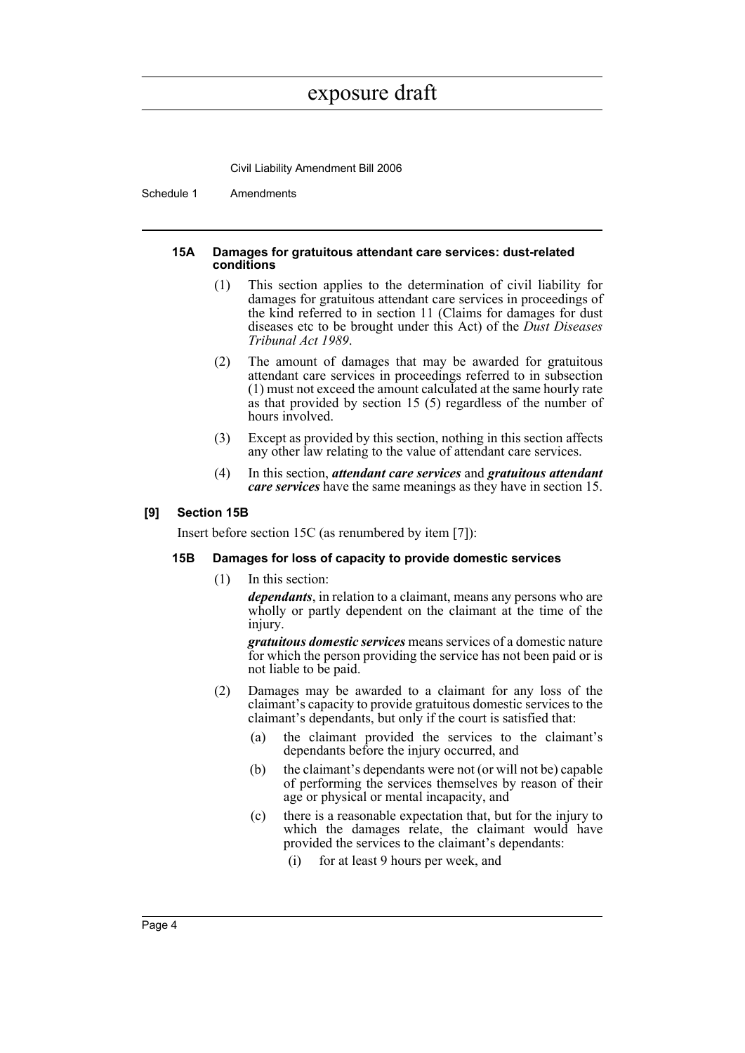#### 15A Damages for gratuitous attendant care services: dust-related conditions

(1) This section applies to the determination of civil liability for damages for gratuitous attendant care services in proceedings of the kind referred to in section 11 (Claims for damages for dust diseases etc to be brought under this Act) of the *Dust Diseases Tribunal Act 1989*.

(2) The amount of damages that may be awarded for gratuitous attendant care services in proceedings referred to in subsection (1) must not exceed the amount calculated at the same hourly rate as that provided by section 15 (5) regardless of the number of hours involved.

(3) Except as provided by this section, nothing in this section affects any other law relating to the value of attendant care services.

(4) In this section, ***attendant care services*** and ***gratuitous attendant care services*** have the same meanings as they have in section 15.

### [9] Section 15B

Insert before section 15C (as renumbered by item [7]):

#### 15B Damages for loss of capacity to provide domestic services

(1) In this section:

***dependants***, in relation to a claimant, means any persons who are wholly or partly dependent on the claimant at the time of the injury.

***gratuitous domestic services*** means services of a domestic nature for which the person providing the service has not been paid or is not liable to be paid.

(2) Damages may be awarded to a claimant for any loss of the claimant's capacity to provide gratuitous domestic services to the claimant's dependants, but only if the court is satisfied that:

- (a) the claimant provided the services to the claimant's dependants before the injury occurred, and
- (b) the claimant's dependants were not (or will not be) capable of performing the services themselves by reason of their age or physical or mental incapacity, and
- (c) there is a reasonable expectation that, but for the injury to which the damages relate, the claimant would have provided the services to the claimant's dependants:
  - (i) for at least 9 hours per week, and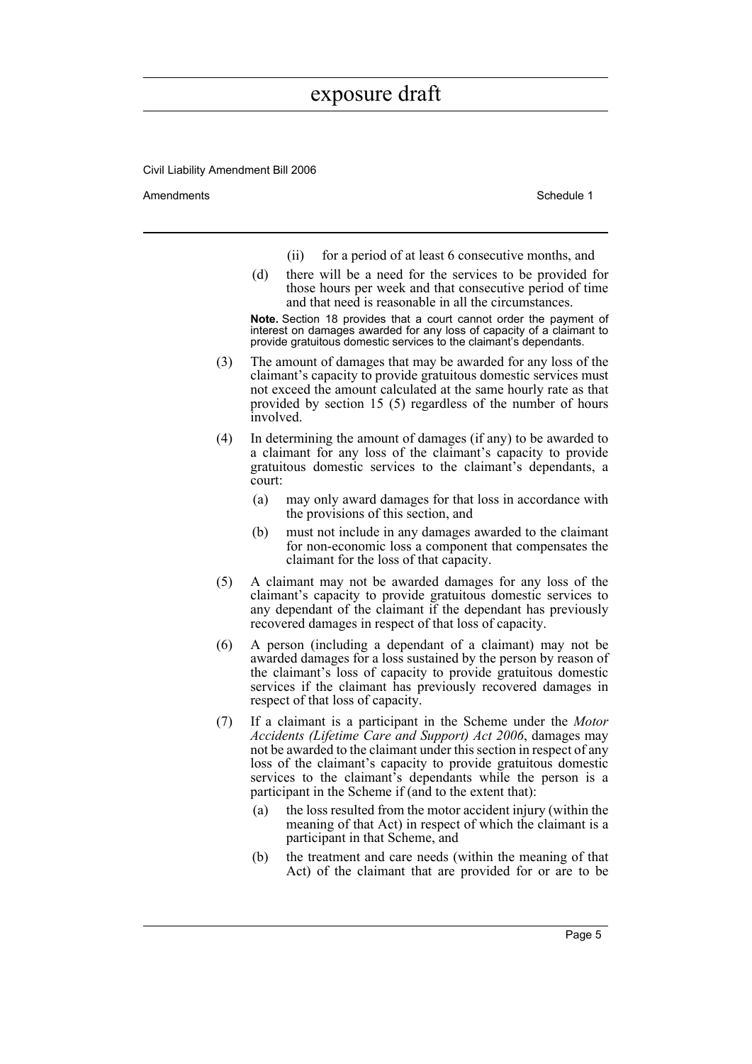(ii) for a period of at least 6 consecutive months, and

(d) there will be a need for the services to be provided for those hours per week and that consecutive period of time and that need is reasonable in all the circumstances.

**Note.** Section 18 provides that a court cannot order the payment of interest on damages awarded for any loss of capacity of a claimant to provide gratuitous domestic services to the claimant's dependants.

(3) The amount of damages that may be awarded for any loss of the claimant's capacity to provide gratuitous domestic services must not exceed the amount calculated at the same hourly rate as that provided by section 15 (5) regardless of the number of hours involved.

(4) In determining the amount of damages (if any) to be awarded to a claimant for any loss of the claimant's capacity to provide gratuitous domestic services to the claimant's dependants, a court:

(a) may only award damages for that loss in accordance with the provisions of this section, and

(b) must not include in any damages awarded to the claimant for non-economic loss a component that compensates the claimant for the loss of that capacity.

(5) A claimant may not be awarded damages for any loss of the claimant's capacity to provide gratuitous domestic services to any dependant of the claimant if the dependant has previously recovered damages in respect of that loss of capacity.

(6) A person (including a dependant of a claimant) may not be awarded damages for a loss sustained by the person by reason of the claimant's loss of capacity to provide gratuitous domestic services if the claimant has previously recovered damages in respect of that loss of capacity.

(7) If a claimant is a participant in the Scheme under the *Motor Accidents (Lifetime Care and Support) Act 2006*, damages may not be awarded to the claimant under this section in respect of any loss of the claimant's capacity to provide gratuitous domestic services to the claimant's dependants while the person is a participant in the Scheme if (and to the extent that):

(a) the loss resulted from the motor accident injury (within the meaning of that Act) in respect of which the claimant is a participant in that Scheme, and

(b) the treatment and care needs (within the meaning of that Act) of the claimant that are provided for or are to be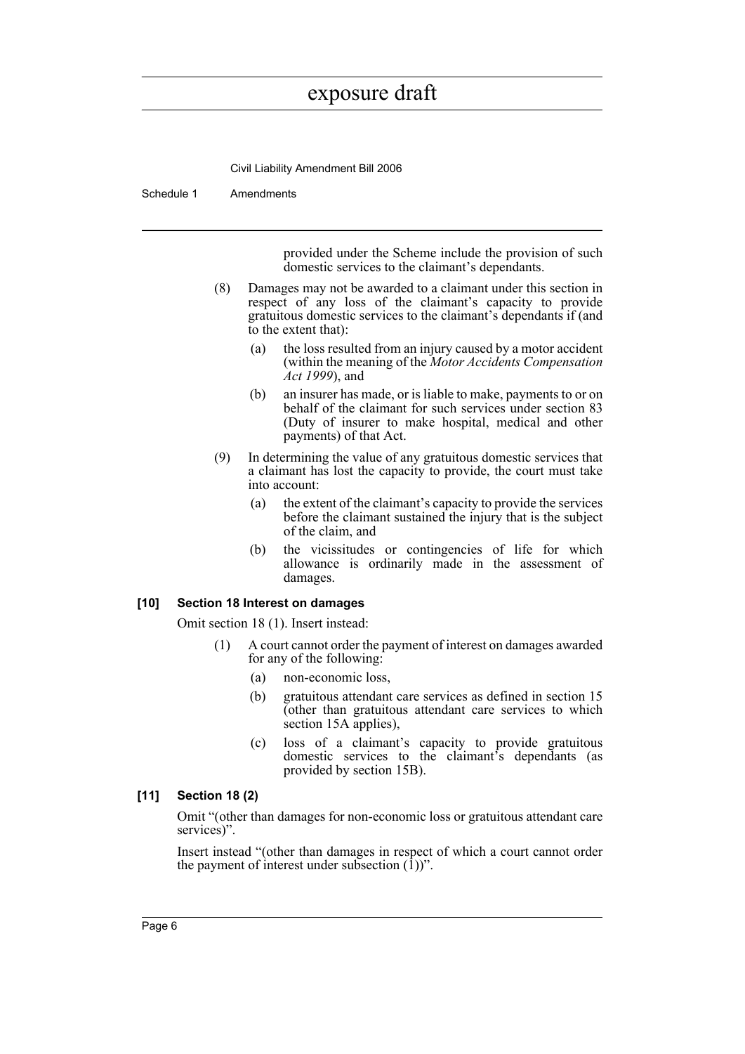provided under the Scheme include the provision of such domestic services to the claimant's dependants.

(8) Damages may not be awarded to a claimant under this section in respect of any loss of the claimant's capacity to provide gratuitous domestic services to the claimant's dependants if (and to the extent that):

(a) the loss resulted from an injury caused by a motor accident (within the meaning of the *Motor Accidents Compensation Act 1999*), and

(b) an insurer has made, or is liable to make, payments to or on behalf of the claimant for such services under section 83 (Duty of insurer to make hospital, medical and other payments) of that Act.

(9) In determining the value of any gratuitous domestic services that a claimant has lost the capacity to provide, the court must take into account:

(a) the extent of the claimant's capacity to provide the services before the claimant sustained the injury that is the subject of the claim, and

(b) the vicissitudes or contingencies of life for which allowance is ordinarily made in the assessment of damages.

**[10] Section 18 Interest on damages**

Omit section 18 (1). Insert instead:

(1) A court cannot order the payment of interest on damages awarded for any of the following:

(a) non-economic loss,

(b) gratuitous attendant care services as defined in section 15 (other than gratuitous attendant care services to which section 15A applies),

(c) loss of a claimant's capacity to provide gratuitous domestic services to the claimant's dependants (as provided by section 15B).

**[11] Section 18 (2)**

Omit "(other than damages for non-economic loss or gratuitous attendant care services)".

Insert instead "(other than damages in respect of which a court cannot order the payment of interest under subsection (1))".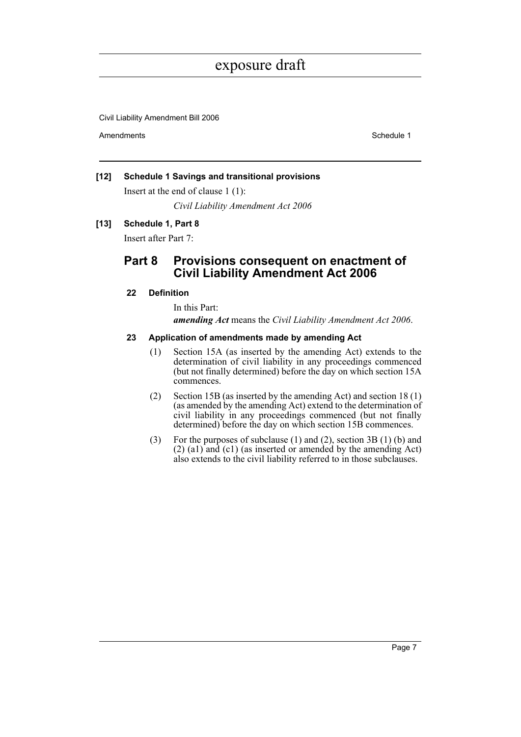**[12] Schedule 1 Savings and transitional provisions**

Insert at the end of clause 1 (1):

*Civil Liability Amendment Act 2006*

**[13] Schedule 1, Part 8**

Insert after Part 7:

## Part 8 Provisions consequent on enactment of Civil Liability Amendment Act 2006

### 22 Definition

In this Part:

***amending Act*** means the *Civil Liability Amendment Act 2006*.

### 23 Application of amendments made by amending Act

(1) Section 15A (as inserted by the amending Act) extends to the determination of civil liability in any proceedings commenced (but not finally determined) before the day on which section 15A commences.

(2) Section 15B (as inserted by the amending Act) and section 18 (1) (as amended by the amending Act) extend to the determination of civil liability in any proceedings commenced (but not finally determined) before the day on which section 15B commences.

(3) For the purposes of subclause (1) and (2), section 3B (1) (b) and (2) (a1) and (c1) (as inserted or amended by the amending Act) also extends to the civil liability referred to in those subclauses.